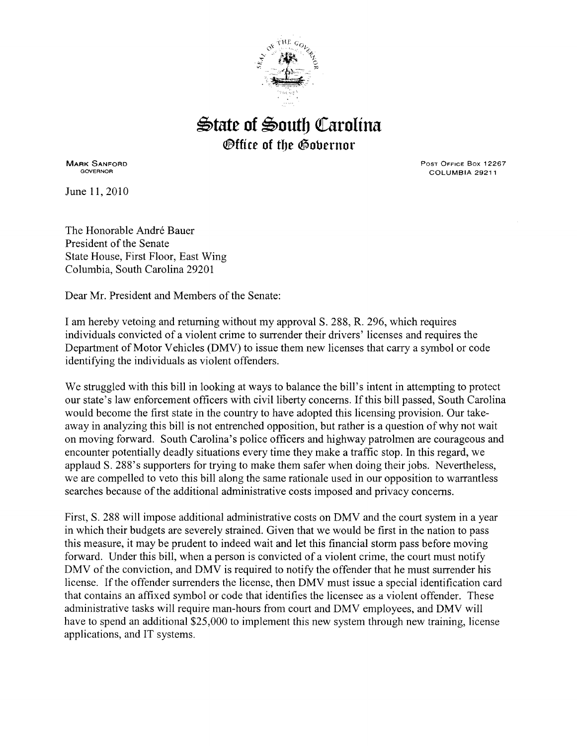# State of South Carolina

## Office of the Governor

MARK SANFORD
GOVERNOR

POST OFFICE BOX 12267
COLUMBIA 29211

June 11, 2010

The Honorable André Bauer
President of the Senate
State House, First Floor, East Wing
Columbia, South Carolina 29201

Dear Mr. President and Members of the Senate:

I am hereby vetoing and returning without my approval S. 288, R. 296, which requires individuals convicted of a violent crime to surrender their drivers' licenses and requires the Department of Motor Vehicles (DMV) to issue them new licenses that carry a symbol or code identifying the individuals as violent offenders.

We struggled with this bill in looking at ways to balance the bill's intent in attempting to protect our state's law enforcement officers with civil liberty concerns. If this bill passed, South Carolina would become the first state in the country to have adopted this licensing provision. Our take-away in analyzing this bill is not entrenched opposition, but rather is a question of why not wait on moving forward. South Carolina's police officers and highway patrolmen are courageous and encounter potentially deadly situations every time they make a traffic stop. In this regard, we applaud S. 288's supporters for trying to make them safer when doing their jobs. Nevertheless, we are compelled to veto this bill along the same rationale used in our opposition to warrantless searches because of the additional administrative costs imposed and privacy concerns.

First, S. 288 will impose additional administrative costs on DMV and the court system in a year in which their budgets are severely strained. Given that we would be first in the nation to pass this measure, it may be prudent to indeed wait and let this financial storm pass before moving forward. Under this bill, when a person is convicted of a violent crime, the court must notify DMV of the conviction, and DMV is required to notify the offender that he must surrender his license. If the offender surrenders the license, then DMV must issue a special identification card that contains an affixed symbol or code that identifies the licensee as a violent offender. These administrative tasks will require man-hours from court and DMV employees, and DMV will have to spend an additional $25,000 to implement this new system through new training, license applications, and IT systems.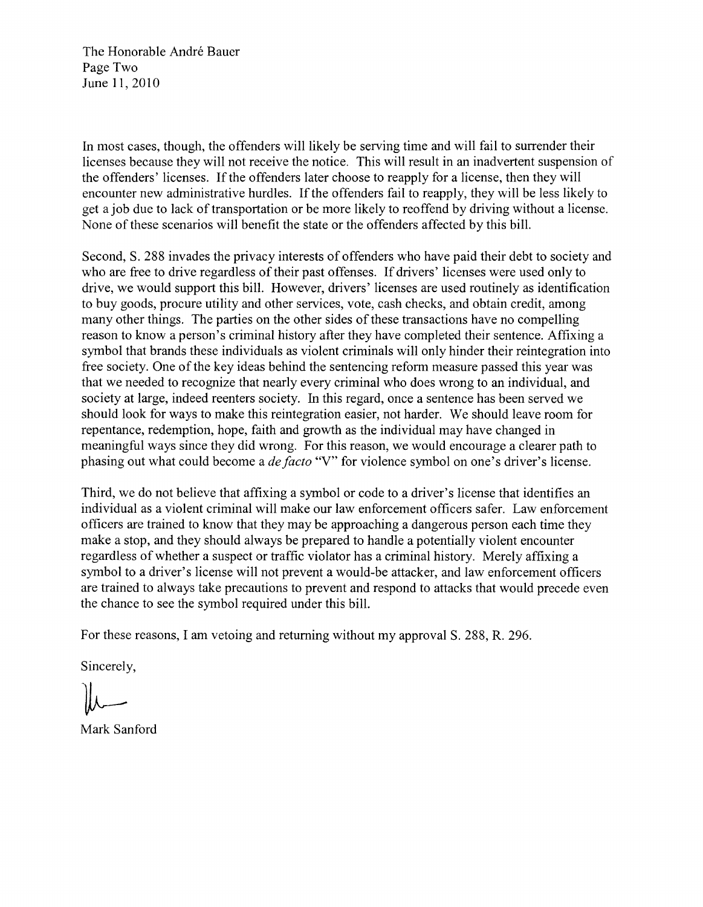In most cases, though, the offenders will likely be serving time and will fail to surrender their licenses because they will not receive the notice. This will result in an inadvertent suspension of the offenders' licenses. If the offenders later choose to reapply for a license, then they will encounter new administrative hurdles. If the offenders fail to reapply, they will be less likely to get a job due to lack of transportation or be more likely to reoffend by driving without a license. None of these scenarios will benefit the state or the offenders affected by this bill.

Second, S. 288 invades the privacy interests of offenders who have paid their debt to society and who are free to drive regardless of their past offenses. If drivers' licenses were used only to drive, we would support this bill. However, drivers' licenses are used routinely as identification to buy goods, procure utility and other services, vote, cash checks, and obtain credit, among many other things. The parties on the other sides of these transactions have no compelling reason to know a person's criminal history after they have completed their sentence. Affixing a symbol that brands these individuals as violent criminals will only hinder their reintegration into free society. One of the key ideas behind the sentencing reform measure passed this year was that we needed to recognize that nearly every criminal who does wrong to an individual, and society at large, indeed reenters society. In this regard, once a sentence has been served we should look for ways to make this reintegration easier, not harder. We should leave room for repentance, redemption, hope, faith and growth as the individual may have changed in meaningful ways since they did wrong. For this reason, we would encourage a clearer path to phasing out what could become a *de facto* "V" for violence symbol on one's driver's license.

Third, we do not believe that affixing a symbol or code to a driver's license that identifies an individual as a violent criminal will make our law enforcement officers safer. Law enforcement officers are trained to know that they may be approaching a dangerous person each time they make a stop, and they should always be prepared to handle a potentially violent encounter regardless of whether a suspect or traffic violator has a criminal history. Merely affixing a symbol to a driver's license will not prevent a would-be attacker, and law enforcement officers are trained to always take precautions to prevent and respond to attacks that would precede even the chance to see the symbol required under this bill.

For these reasons, I am vetoing and returning without my approval S. 288, R. 296.

Sincerely,

Mark Sanford